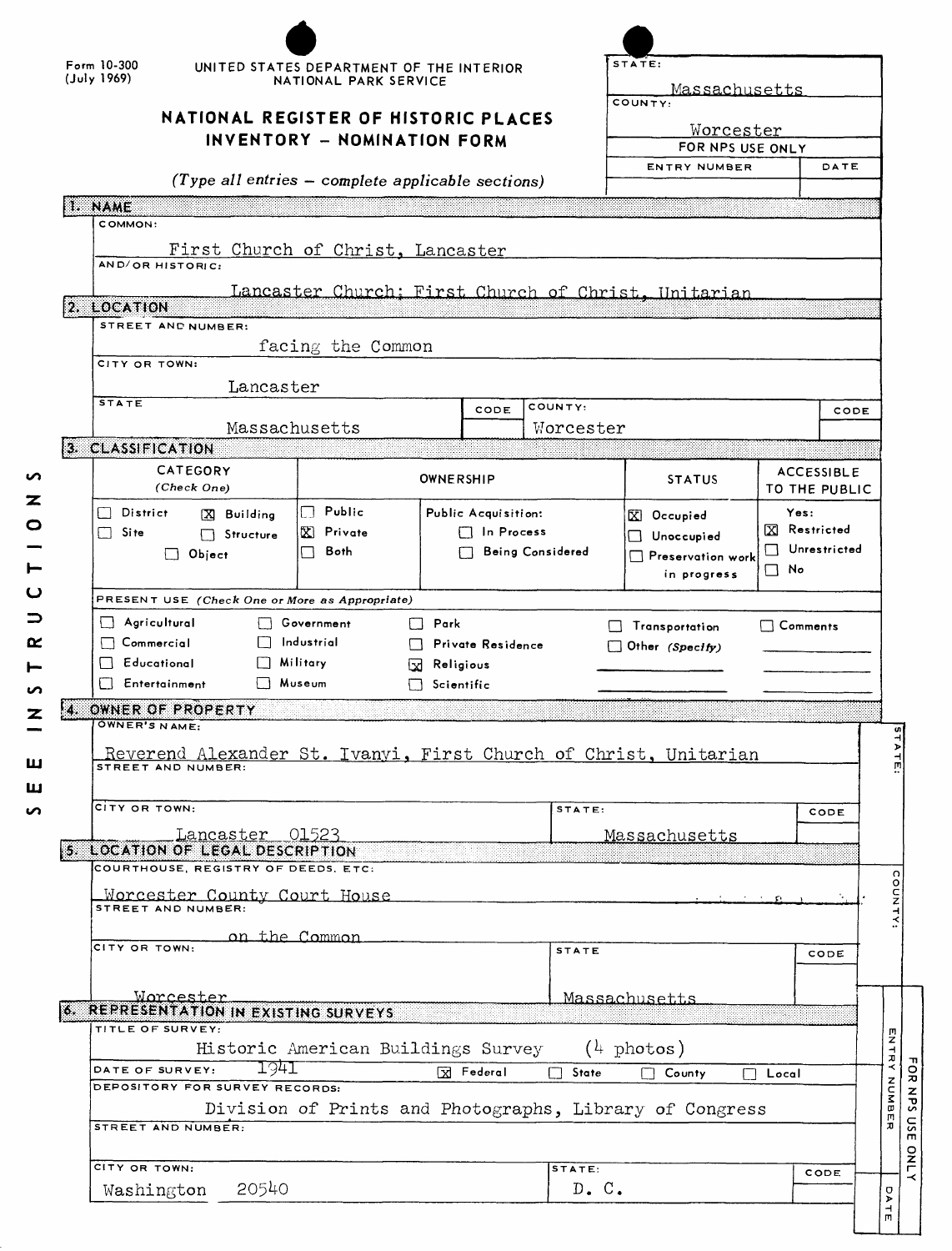Form 10-300
(July 1969)

UNITED STATES DEPARTMENT OF THE INTERIOR
NATIONAL PARK SERVICE

# NATIONAL REGISTER OF HISTORIC PLACES INVENTORY – NOMINATION FORM

*(Type all entries – complete applicable sections)*

| STATE: | |
|---|---|
| Massachusetts | |
| COUNTY: | |
| Worcester | |
| FOR NPS USE ONLY | |
| ENTRY NUMBER | DATE |
| | |

## 1. NAME

COMMON:

First Church of Christ, Lancaster

AND/OR HISTORIC:

Lancaster Church; First Church of Christ, Unitarian

## 2. LOCATION

STREET AND NUMBER:

facing the Common

CITY OR TOWN:

Lancaster

| STATE | CODE | COUNTY: | CODE |
|---|---|---|---|
| Massachusetts | | Worcester | |

## 3. CLASSIFICATION

| CATEGORY (Check One) | OWNERSHIP | | STATUS | ACCESSIBLE TO THE PUBLIC |
|---|---|---|---|---|
| ☐ District ☒ Building ☐ Site ☐ Structure ☐ Object | ☐ Public ☒ Private ☐ Both | Public Acquisition: ☐ In Process ☐ Being Considered | ☒ Occupied ☐ Unoccupied ☐ Preservation work in progress | Yes: ☒ Restricted ☐ Unrestricted ☐ No |

PRESENT USE *(Check One or More as Appropriate)*

| | | | | |
|---|---|---|---|---|
| ☐ Agricultural | ☐ Government | ☐ Park | ☐ Transportation | ☐ Comments |
| ☐ Commercial | ☐ Industrial | ☐ Private Residence | ☐ Other *(Specify)* | |
| ☐ Educational | ☐ Military | ☒ Religious | | |
| ☐ Entertainment | ☐ Museum | ☐ Scientific | | |

SEE INSTRUCTIONS

## 4. OWNER OF PROPERTY

OWNER'S NAME:

Reverend Alexander St. Ivanyi, First Church of Christ, Unitarian

STREET AND NUMBER:

| CITY OR TOWN: | STATE: | CODE |
|---|---|---|
| Lancaster 01523 | Massachusetts | |

## 5. LOCATION OF LEGAL DESCRIPTION

COURTHOUSE, REGISTRY OF DEEDS, ETC:

Worcester County Court House

STREET AND NUMBER:

on the Common

| CITY OR TOWN: | STATE | CODE |
|---|---|---|
| Worcester | Massachusetts | |

## 6. REPRESENTATION IN EXISTING SURVEYS

TITLE OF SURVEY:

Historic American Buildings Survey (4 photos)

DATE OF SURVEY: 1941 ☒ Federal ☐ State ☐ County ☐ Local

DEPOSITORY FOR SURVEY RECORDS:

Division of Prints and Photographs, Library of Congress

STREET AND NUMBER:

| CITY OR TOWN: | STATE: | CODE |
|---|---|---|
| Washington 20540 | D. C. | |

STATE: | COUNTY: | FOR NPS USE ONLY — ENTRY NUMBER | DATE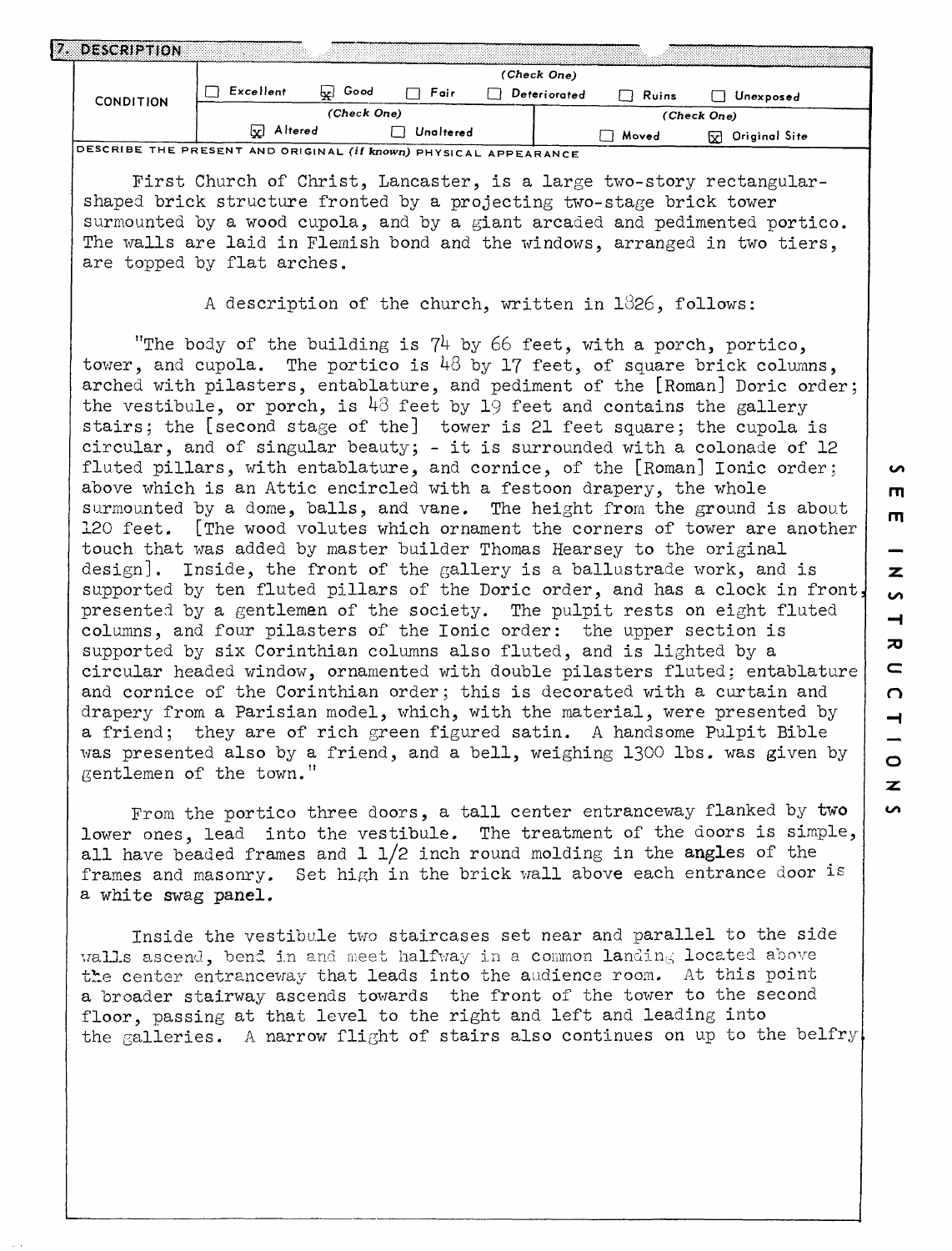## 7. DESCRIPTION

| CONDITION | (Check One) | | | | | |
|---|---|---|---|---|---|---|
| | ☐ Excellent | ☒ Good | ☐ Fair | ☐ Deteriorated | ☐ Ruins | ☐ Unexposed |
| | (Check One) | | | (Check One) | | |
| | ☒ Altered | ☐ Unaltered | | ☐ Moved | ☒ Original Site | |

DESCRIBE THE PRESENT AND ORIGINAL *(if known)* PHYSICAL APPEARANCE

First Church of Christ, Lancaster, is a large two-story rectangular-shaped brick structure fronted by a projecting two-stage brick tower surmounted by a wood cupola, and by a giant arcaded and pedimented portico. The walls are laid in Flemish bond and the windows, arranged in two tiers, are topped by flat arches.

A description of the church, written in 1826, follows:

"The body of the building is 74 by 66 feet, with a porch, portico, tower, and cupola. The portico is 48 by 17 feet, of square brick columns, arched with pilasters, entablature, and pediment of the [Roman] Doric order; the vestibule, or porch, is 48 feet by 19 feet and contains the gallery stairs; the [second stage of the] tower is 21 feet square; the cupola is circular, and of singular beauty; - it is surrounded with a colonade of 12 fluted pillars, with entablature, and cornice, of the [Roman] Ionic order; above which is an Attic encircled with a festoon drapery, the whole surmounted by a dome, balls, and vane. The height from the ground is about 120 feet. [The wood volutes which ornament the corners of tower are another touch that was added by master builder Thomas Hearsey to the original design]. Inside, the front of the gallery is a ballustrade work, and is supported by ten fluted pillars of the Doric order, and has a clock in front, presented by a gentleman of the society. The pulpit rests on eight fluted columns, and four pilasters of the Ionic order: the upper section is supported by six Corinthian columns also fluted, and is lighted by a circular headed window, ornamented with double pilasters fluted; entablature and cornice of the Corinthian order; this is decorated with a curtain and drapery from a Parisian model, which, with the material, were presented by a friend; they are of rich green figured satin. A handsome Pulpit Bible was presented also by a friend, and a bell, weighing 1300 lbs. was given by gentlemen of the town."

From the portico three doors, a tall center entranceway flanked by two lower ones, lead into the vestibule. The treatment of the doors is simple, all have beaded frames and 1 1/2 inch round molding in the angles of the frames and masonry. Set high in the brick wall above each entrance door is a white swag panel.

Inside the vestibule two staircases set near and parallel to the side walls ascend, bend in and meet halfway in a common landing located above the center entranceway that leads into the audience room. At this point a broader stairway ascends towards the front of the tower to the second floor, passing at that level to the right and left and leading into the galleries. A narrow flight of stairs also continues on up to the belfry.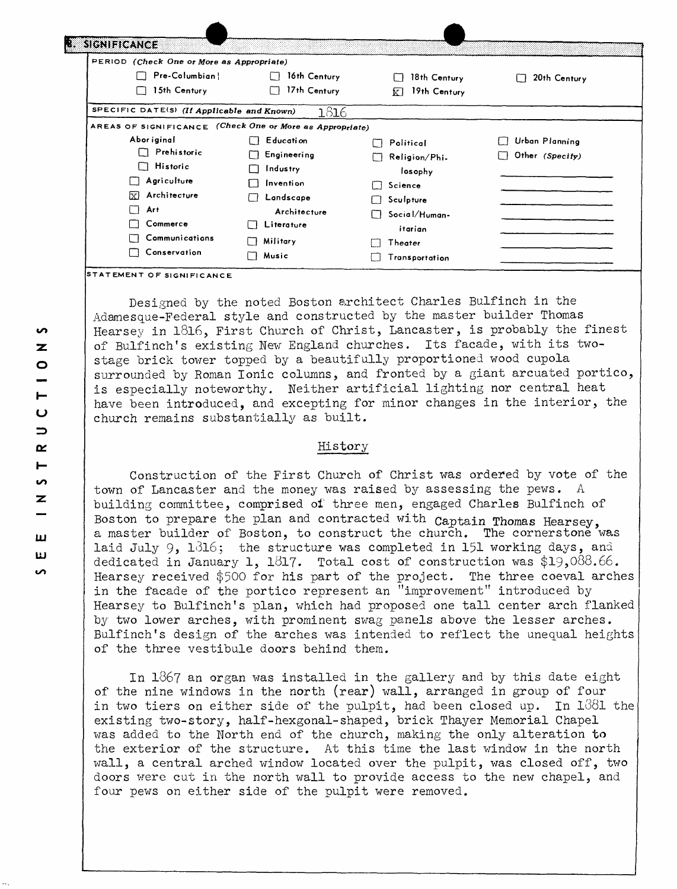## 8. SIGNIFICANCE

PERIOD (Check One or More as Appropriate)

| | | | |
|---|---|---|---|
| ☐ Pre-Columbian | ☐ 16th Century | ☐ 18th Century | ☐ 20th Century |
| ☐ 15th Century | ☐ 17th Century | ☒ 19th Century | |

SPECIFIC DATE(S) (If Applicable and Known) 1816

AREAS OF SIGNIFICANCE (Check One or More as Appropriate)

| | | | |
|---|---|---|---|
| Aboriginal | ☐ Education | ☐ Political | ☐ Urban Planning |
| ☐ Prehistoric | ☐ Engineering | ☐ Religion/Philosophy | ☐ Other (Specify) |
| ☐ Historic | ☐ Industry | ☐ Science | |
| ☐ Agriculture | ☐ Invention | ☐ Sculpture | |
| ☒ Architecture | ☐ Landscape Architecture | ☐ Social/Humanitarian | |
| ☐ Art | ☐ Literature | ☐ Theater | |
| ☐ Commerce | ☐ Military | ☐ Transportation | |
| ☐ Communications | ☐ Music | | |
| ☐ Conservation | | | |

STATEMENT OF SIGNIFICANCE

Designed by the noted Boston architect Charles Bulfinch in the Adamesque-Federal style and constructed by the master builder Thomas Hearsey in 1816, First Church of Christ, Lancaster, is probably the finest of Bulfinch's existing New England churches. Its facade, with its two-stage brick tower topped by a beautifully proportioned wood cupola surrounded by Roman Ionic columns, and fronted by a giant arcuated portico, is especially noteworthy. Neither artificial lighting nor central heat have been introduced, and excepting for minor changes in the interior, the church remains substantially as built.

### History

Construction of the First Church of Christ was ordered by vote of the town of Lancaster and the money was raised by assessing the pews. A building committee, comprised of three men, engaged Charles Bulfinch of Boston to prepare the plan and contracted with Captain Thomas Hearsey, a master builder of Boston, to construct the church. The cornerstone was laid July 9, 1816; the structure was completed in 151 working days, and dedicated in January 1, 1817. Total cost of construction was $19,088.66. Hearsey received $500 for his part of the project. The three coeval arches in the facade of the portico represent an "improvement" introduced by Hearsey to Bulfinch's plan, which had proposed one tall center arch flanked by two lower arches, with prominent swag panels above the lesser arches. Bulfinch's design of the arches was intended to reflect the unequal heights of the three vestibule doors behind them.

In 1867 an organ was installed in the gallery and by this date eight of the nine windows in the north (rear) wall, arranged in group of four in two tiers on either side of the pulpit, had been closed up. In 1881 the existing two-story, half-hexgonal-shaped, brick Thayer Memorial Chapel was added to the North end of the church, making the only alteration to the exterior of the structure. At this time the last window in the north wall, a central arched window located over the pulpit, was closed off, two doors were cut in the north wall to provide access to the new chapel, and four pews on either side of the pulpit were removed.

SEE INSTRUCTIONS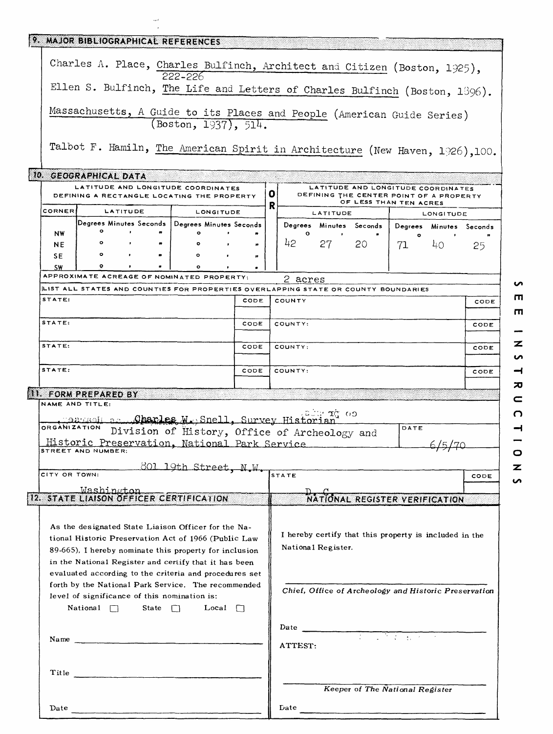## 9. MAJOR BIBLIOGRAPHICAL REFERENCES

Charles A. Place, Charles Bulfinch, Architect and Citizen (Boston, 1925), 222-226

Ellen S. Bulfinch, The Life and Letters of Charles Bulfinch (Boston, 1896).

Massachusetts, A Guide to its Places and People (American Guide Series) (Boston, 1937), 514.

Talbot F. Hamiln, The American Spirit in Architecture (New Haven, 1926), 100.

## 10. GEOGRAPHICAL DATA

| LATITUDE AND LONGITUDE COORDINATES DEFINING A RECTANGLE LOCATING THE PROPERTY | | | OR | LATITUDE AND LONGITUDE COORDINATES DEFINING THE CENTER POINT OF A PROPERTY OF LESS THAN TEN ACRES | |
|---|---|---|---|---|---|
| CORNER | LATITUDE | LONGITUDE | | LATITUDE | LONGITUDE |
| | Degrees Minutes Seconds | Degrees Minutes Seconds | | Degrees Minutes Seconds | Degrees Minutes Seconds |
| NW | ° ' " | ° ' " | | 42° 27' 20" | 71° 40' 25" |
| NE | ° ' " | ° ' " | | | |
| SE | ° ' " | ° ' " | | | |
| SW | ° ' " | ° ' " | | | |

APPROXIMATE ACREAGE OF NOMINATED PROPERTY: 2 acres

LIST ALL STATES AND COUNTIES FOR PROPERTIES OVERLAPPING STATE OR COUNTY BOUNDARIES

| STATE: | CODE | COUNTY | CODE |
|---|---|---|---|
| STATE: | CODE | COUNTY: | CODE |
| STATE: | CODE | COUNTY: | CODE |
| STATE: | CODE | COUNTY: | CODE |

## 11. FORM PREPARED BY

NAME AND TITLE: Charles W. Snell, Survey Historian

ORGANIZATION: Division of History, Office of Archeology and Historic Preservation, National Park Service

DATE: 6/5/70

STREET AND NUMBER: 801 19th Street, N.W.

CITY OR TOWN: Washington

STATE: D. C.

CODE:

## 12. STATE LIAISON OFFICER CERTIFICATION

As the designated State Liaison Officer for the National Historic Preservation Act of 1966 (Public Law 89-665), I hereby nominate this property for inclusion in the National Register and certify that it has been evaluated according to the criteria and procedures set forth by the National Park Service. The recommended level of significance of this nomination is:

National ☐ State ☐ Local ☐

Name ____________________

Title ____________________

Date ____________________

## NATIONAL REGISTER VERIFICATION

I hereby certify that this property is included in the National Register.

____________________

*Chief, Office of Archeology and Historic Preservation*

Date ____________________

ATTEST:

____________________

*Keeper of The National Register*

Date ____________________

SEE INSTRUCTIONS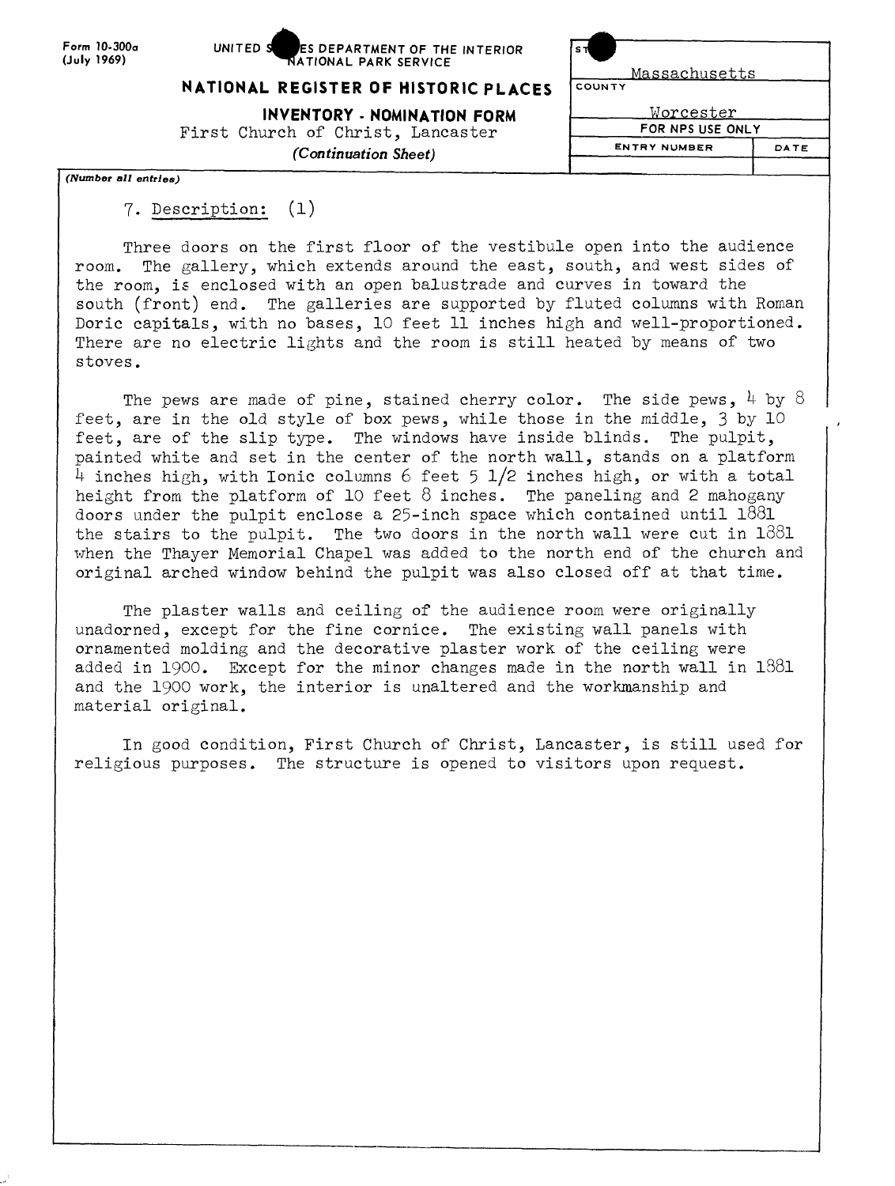Form 10-300a
(July 1969)

UNITED STATES DEPARTMENT OF THE INTERIOR
NATIONAL PARK SERVICE

**NATIONAL REGISTER OF HISTORIC PLACES**

**INVENTORY - NOMINATION FORM**

First Church of Christ, Lancaster

*(Continuation Sheet)*

| STATE | |
|---|---|
| Massachusetts | |
| COUNTY | |
| Worcester | |
| FOR NPS USE ONLY | |
| ENTRY NUMBER | DATE |
| | |

*(Number all entries)*

7. Description: (1)

Three doors on the first floor of the vestibule open into the audience room. The gallery, which extends around the east, south, and west sides of the room, is enclosed with an open balustrade and curves in toward the south (front) end. The galleries are supported by fluted columns with Roman Doric capitals, with no bases, 10 feet 11 inches high and well-proportioned. There are no electric lights and the room is still heated by means of two stoves.

The pews are made of pine, stained cherry color. The side pews, 4 by 8 feet, are in the old style of box pews, while those in the middle, 3 by 10 feet, are of the slip type. The windows have inside blinds. The pulpit, painted white and set in the center of the north wall, stands on a platform 4 inches high, with Ionic columns 6 feet 5 1/2 inches high, or with a total height from the platform of 10 feet 8 inches. The paneling and 2 mahogany doors under the pulpit enclose a 25-inch space which contained until 1881 the stairs to the pulpit. The two doors in the north wall were cut in 1881 when the Thayer Memorial Chapel was added to the north end of the church and original arched window behind the pulpit was also closed off at that time.

The plaster walls and ceiling of the audience room were originally unadorned, except for the fine cornice. The existing wall panels with ornamented molding and the decorative plaster work of the ceiling were added in 1900. Except for the minor changes made in the north wall in 1881 and the 1900 work, the interior is unaltered and the workmanship and material original.

In good condition, First Church of Christ, Lancaster, is still used for religious purposes. The structure is opened to visitors upon request.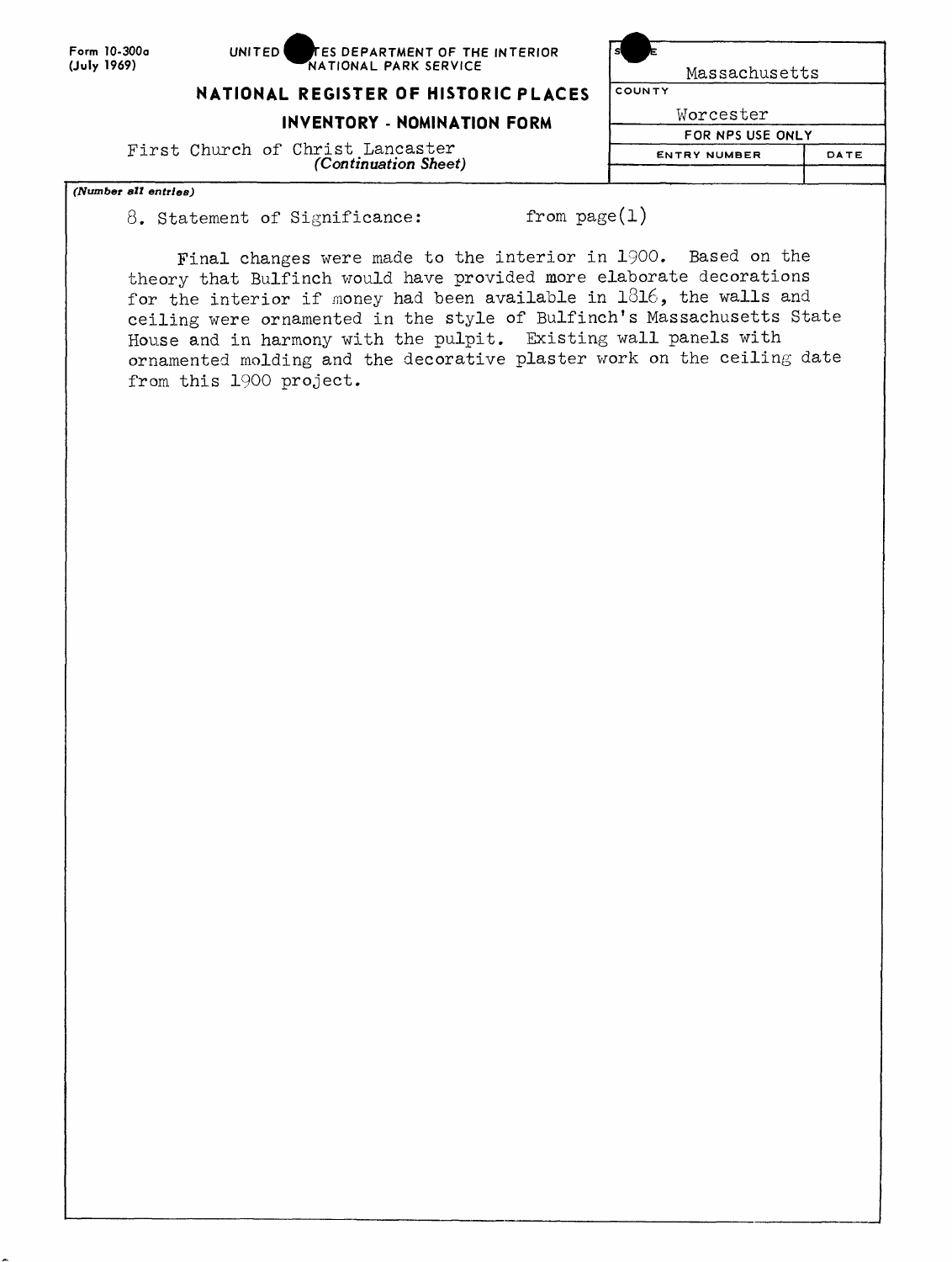Form 10-300a
(July 1969)

UNITED STATES DEPARTMENT OF THE INTERIOR
NATIONAL PARK SERVICE

**NATIONAL REGISTER OF HISTORIC PLACES**

**INVENTORY - NOMINATION FORM**

First Church of Christ Lancaster
*(Continuation Sheet)*

| STATE | |
|---|---|
| Massachusetts | |
| COUNTY | |
| Worcester | |
| FOR NPS USE ONLY | |
| ENTRY NUMBER | DATE |
| | |

*(Number all entries)*

8. Statement of Significance: from page(1)

Final changes were made to the interior in 1900. Based on the theory that Bulfinch would have provided more elaborate decorations for the interior if money had been available in 1816, the walls and ceiling were ornamented in the style of Bulfinch's Massachusetts State House and in harmony with the pulpit. Existing wall panels with ornamented molding and the decorative plaster work on the ceiling date from this 1900 project.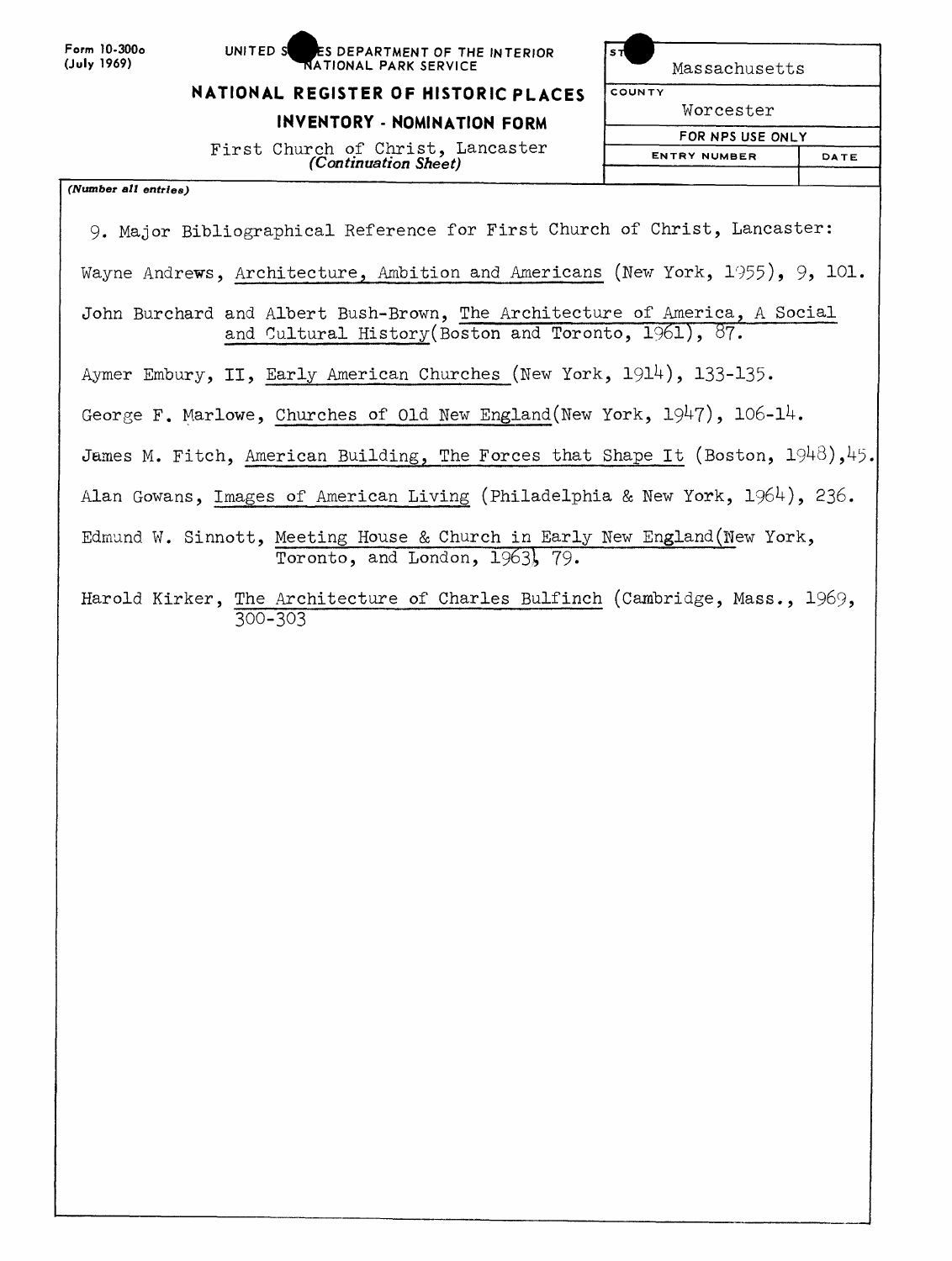Form 10-300a
(July 1969)

UNITED STATES DEPARTMENT OF THE INTERIOR
NATIONAL PARK SERVICE

**NATIONAL REGISTER OF HISTORIC PLACES**

**INVENTORY - NOMINATION FORM**

First Church of Christ, Lancaster
*(Continuation Sheet)*

| | |
|---|---|
| STATE | Massachusetts |
| COUNTY | Worcester |
| FOR NPS USE ONLY | |
| ENTRY NUMBER | DATE |
| | |

*(Number all entries)*

9. Major Bibliographical Reference for First Church of Christ, Lancaster:

Wayne Andrews, Architecture, Ambition and Americans (New York, 1955), 9, 101.

John Burchard and Albert Bush-Brown, The Architecture of America, A Social and Cultural History(Boston and Toronto, 1961), 87.

Aymer Embury, II, Early American Churches (New York, 1914), 133-135.

George F. Marlowe, Churches of Old New England(New York, 1947), 106-14.

James M. Fitch, American Building, The Forces that Shape It (Boston, 1948),45.

Alan Gowans, Images of American Living (Philadelphia & New York, 1964), 236.

Edmund W. Sinnott, Meeting House & Church in Early New England(New York, Toronto, and London, 1963), 79.

Harold Kirker, The Architecture of Charles Bulfinch (Cambridge, Mass., 1969, 300-303